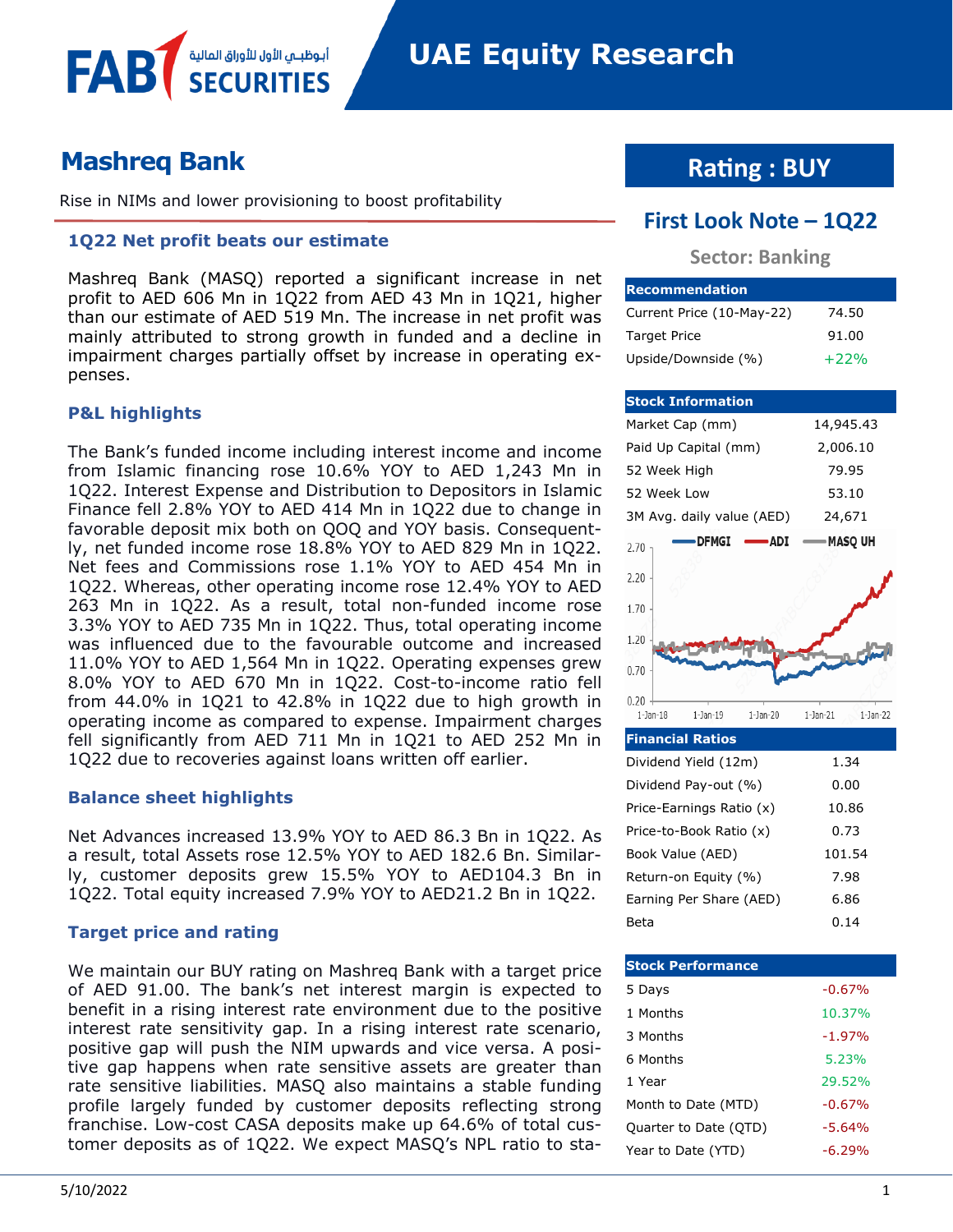# UAE Equity Research

## Mashreq Bank

Rise in NIMs and lower provisioning to boost profitability

### 1Q22 Net profit beats our estimate

Mashreq Bank (MASQ) reported a significant increase in net profit to AED 606 Mn in 1Q22 from AED 43 Mn in 1Q21, higher than our estimate of AED 519 Mn. The increase in net profit was mainly attributed to strong growth in funded and a decline in impairment charges partially offset by increase in operating expenses.

### P&L highlights

The Bank's funded income including interest income and income from Islamic financing rose 10.6% YOY to AED 1,243 Mn in 1Q22. Interest Expense and Distribution to Depositors in Islamic Finance fell 2.8% YOY to AED 414 Mn in 1Q22 due to change in favorable deposit mix both on QOQ and YOY basis. Consequently, net funded income rose 18.8% YOY to AED 829 Mn in 1Q22. Net fees and Commissions rose 1.1% YOY to AED 454 Mn in 1Q22. Whereas, other operating income rose 12.4% YOY to AED 263 Mn in 1Q22. As a result, total non-funded income rose 3.3% YOY to AED 735 Mn in 1Q22. Thus, total operating income was influenced due to the favourable outcome and increased 11.0% YOY to AED 1,564 Mn in 1Q22. Operating expenses grew 8.0% YOY to AED 670 Mn in 1Q22. Cost-to-income ratio fell from 44.0% in 1Q21 to 42.8% in 1Q22 due to high growth in operating income as compared to expense. Impairment charges fell significantly from AED 711 Mn in 1Q21 to AED 252 Mn in 1Q22 due to recoveries against loans written off earlier.

### Balance sheet highlights

Net Advances increased 13.9% YOY to AED 86.3 Bn in 1Q22. As a result, total Assets rose 12.5% YOY to AED 182.6 Bn. Similarly, customer deposits grew 15.5% YOY to AED104.3 Bn in 1Q22. Total equity increased 7.9% YOY to AED21.2 Bn in 1Q22.

### Target price and rating

We maintain our BUY rating on Mashreq Bank with a target price of AED 91.00. The bank's net interest margin is expected to benefit in a rising interest rate environment due to the positive interest rate sensitivity gap. In a rising interest rate scenario, positive gap will push the NIM upwards and vice versa. A positive gap happens when rate sensitive assets are greater than rate sensitive liabilities. MASQ also maintains a stable funding profile largely funded by customer deposits reflecting strong franchise. Low-cost CASA deposits make up 64.6% of total customer deposits as of 1Q22. We expect MASQ's NPL ratio to sta-

## Rating : BUY

## First Look Note – 1Q22

**Sector: Banking**

| Recommendation | |
|---|---|
| Current Price (10-May-22) | 74.50 |
| Target Price | 91.00 |
| Upside/Downside (%) | +22% |

| Stock Information | |
|---|---|
| Market Cap (mm) | 14,945.43 |
| Paid Up Capital (mm) | 2,006.10 |
| 52 Week High | 79.95 |
| 52 Week Low | 53.10 |
| 3M Avg. daily value (AED) | 24,671 |

| Financial Ratios | |
|---|---|
| Dividend Yield (12m) | 1.34 |
| Dividend Pay-out (%) | 0.00 |
| Price-Earnings Ratio (x) | 10.86 |
| Price-to-Book Ratio (x) | 0.73 |
| Book Value (AED) | 101.54 |
| Return-on Equity (%) | 7.98 |
| Earning Per Share (AED) | 6.86 |
| Beta | 0.14 |

| Stock Performance | |
|---|---|
| 5 Days | -0.67% |
| 1 Months | 10.37% |
| 3 Months | -1.97% |
| 6 Months | 5.23% |
| 1 Year | 29.52% |
| Month to Date (MTD) | -0.67% |
| Quarter to Date (QTD) | -5.64% |
| Year to Date (YTD) | -6.29% |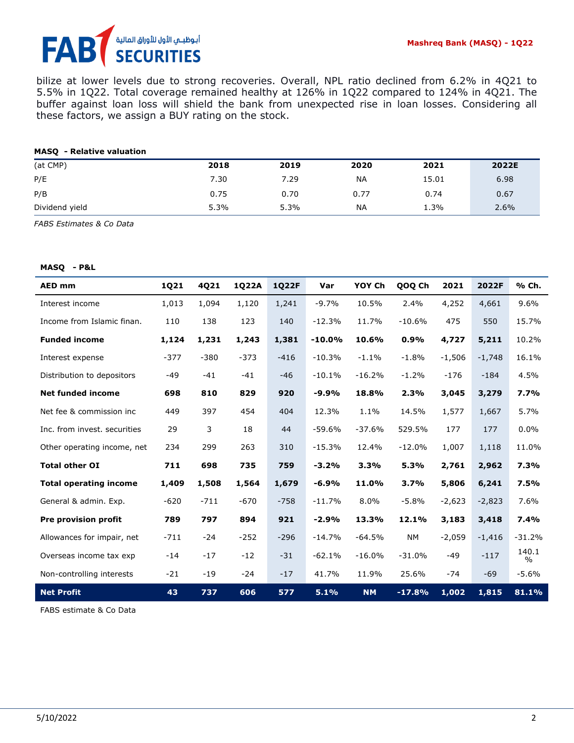bilize at lower levels due to strong recoveries. Overall, NPL ratio declined from 6.2% in 4Q21 to 5.5% in 1Q22. Total coverage remained healthy at 126% in 1Q22 compared to 124% in 4Q21. The buffer against loan loss will shield the bank from unexpected rise in loan losses. Considering all these factors, we assign a BUY rating on the stock.

**MASQ - Relative valuation**

| (at CMP) | 2018 | 2019 | 2020 | 2021 | 2022E |
|---|---|---|---|---|---|
| P/E | 7.30 | 7.29 | NA | 15.01 | 6.98 |
| P/B | 0.75 | 0.70 | 0.77 | 0.74 | 0.67 |
| Dividend yield | 5.3% | 5.3% | NA | 1.3% | 2.6% |

*FABS Estimates & Co Data*

**MASQ - P&L**

| AED mm | 1Q21 | 4Q21 | 1Q22A | 1Q22F | Var | YOY Ch | QOQ Ch | 2021 | 2022F | % Ch. |
|---|---|---|---|---|---|---|---|---|---|---|
| Interest income | 1,013 | 1,094 | 1,120 | 1,241 | -9.7% | 10.5% | 2.4% | 4,252 | 4,661 | 9.6% |
| Income from Islamic finan. | 110 | 138 | 123 | 140 | -12.3% | 11.7% | -10.6% | 475 | 550 | 15.7% |
| **Funded income** | **1,124** | **1,231** | **1,243** | **1,381** | **-10.0%** | **10.6%** | **0.9%** | **4,727** | **5,211** | 10.2% |
| Interest expense | -377 | -380 | -373 | -416 | -10.3% | -1.1% | -1.8% | -1,506 | -1,748 | 16.1% |
| Distribution to depositors | -49 | -41 | -41 | -46 | -10.1% | -16.2% | -1.2% | -176 | -184 | 4.5% |
| **Net funded income** | **698** | **810** | **829** | **920** | **-9.9%** | **18.8%** | **2.3%** | **3,045** | **3,279** | **7.7%** |
| Net fee & commission inc | 449 | 397 | 454 | 404 | 12.3% | 1.1% | 14.5% | 1,577 | 1,667 | 5.7% |
| Inc. from invest. securities | 29 | 3 | 18 | 44 | -59.6% | -37.6% | 529.5% | 177 | 177 | 0.0% |
| Other operating income, net | 234 | 299 | 263 | 310 | -15.3% | 12.4% | -12.0% | 1,007 | 1,118 | 11.0% |
| **Total other OI** | **711** | **698** | **735** | **759** | **-3.2%** | **3.3%** | **5.3%** | **2,761** | **2,962** | **7.3%** |
| **Total operating income** | **1,409** | **1,508** | **1,564** | **1,679** | **-6.9%** | **11.0%** | **3.7%** | **5,806** | **6,241** | **7.5%** |
| General & admin. Exp. | -620 | -711 | -670 | -758 | -11.7% | 8.0% | -5.8% | -2,623 | -2,823 | 7.6% |
| **Pre provision profit** | **789** | **797** | **894** | **921** | **-2.9%** | **13.3%** | **12.1%** | **3,183** | **3,418** | **7.4%** |
| Allowances for impair, net | -711 | -24 | -252 | -296 | -14.7% | -64.5% | NM | -2,059 | -1,416 | -31.2% |
| Overseas income tax exp | -14 | -17 | -12 | -31 | -62.1% | -16.0% | -31.0% | -49 | -117 | 140.1% |
| Non-controlling interests | -21 | -19 | -24 | -17 | 41.7% | 11.9% | 25.6% | -74 | -69 | -5.6% |
| **Net Profit** | **43** | **737** | **606** | **577** | **5.1%** | **NM** | **-17.8%** | **1,002** | **1,815** | **81.1%** |

FABS estimate & Co Data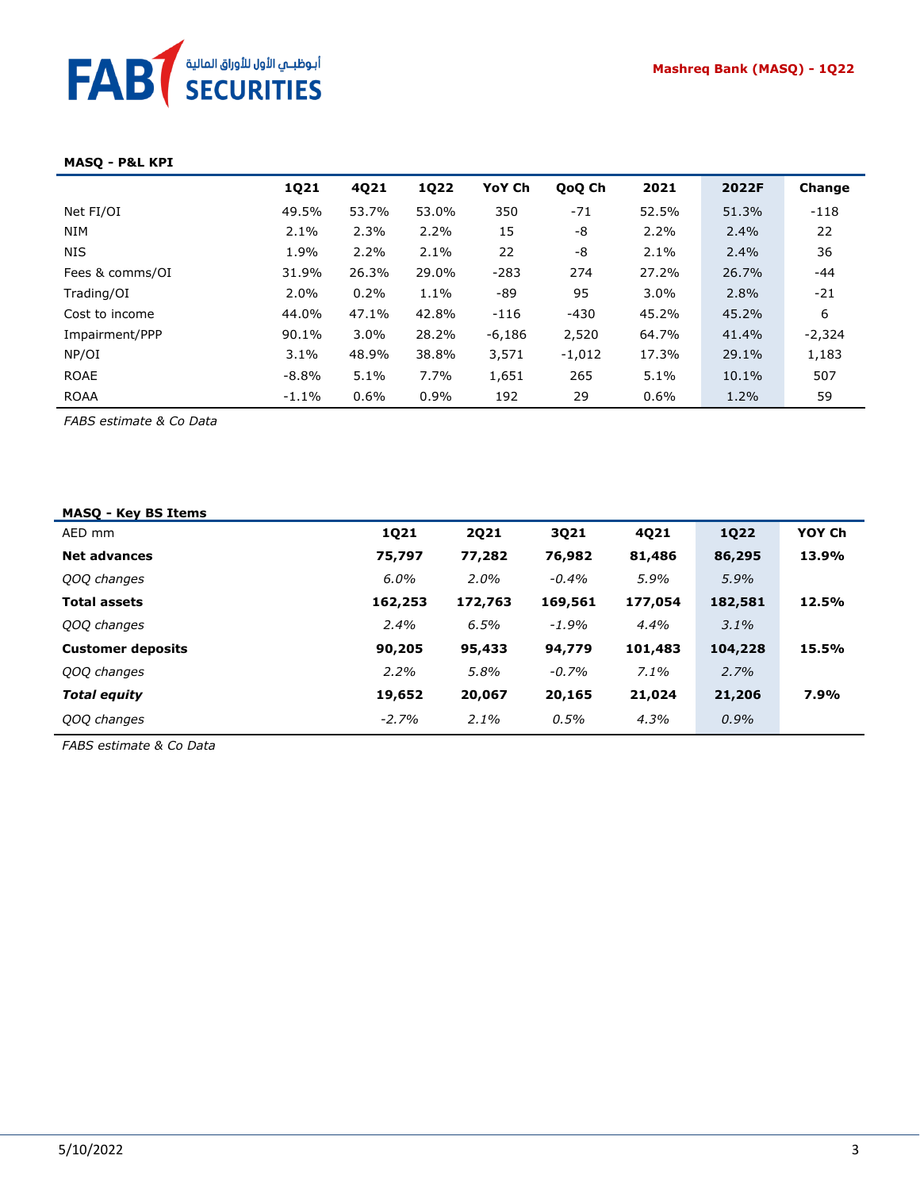**MASQ - P&L KPI**

| | 1Q21 | 4Q21 | 1Q22 | YoY Ch | QoQ Ch | 2021 | 2022F | Change |
|---|---|---|---|---|---|---|---|---|
| Net FI/OI | 49.5% | 53.7% | 53.0% | 350 | -71 | 52.5% | 51.3% | -118 |
| NIM | 2.1% | 2.3% | 2.2% | 15 | -8 | 2.2% | 2.4% | 22 |
| NIS | 1.9% | 2.2% | 2.1% | 22 | -8 | 2.1% | 2.4% | 36 |
| Fees & comms/OI | 31.9% | 26.3% | 29.0% | -283 | 274 | 27.2% | 26.7% | -44 |
| Trading/OI | 2.0% | 0.2% | 1.1% | -89 | 95 | 3.0% | 2.8% | -21 |
| Cost to income | 44.0% | 47.1% | 42.8% | -116 | -430 | 45.2% | 45.2% | 6 |
| Impairment/PPP | 90.1% | 3.0% | 28.2% | -6,186 | 2,520 | 64.7% | 41.4% | -2,324 |
| NP/OI | 3.1% | 48.9% | 38.8% | 3,571 | -1,012 | 17.3% | 29.1% | 1,183 |
| ROAE | -8.8% | 5.1% | 7.7% | 1,651 | 265 | 5.1% | 10.1% | 507 |
| ROAA | -1.1% | 0.6% | 0.9% | 192 | 29 | 0.6% | 1.2% | 59 |

*FABS estimate & Co Data*

**MASQ - Key BS Items**

| AED mm | 1Q21 | 2Q21 | 3Q21 | 4Q21 | 1Q22 | YOY Ch |
|---|---|---|---|---|---|---|
| **Net advances** | **75,797** | **77,282** | **76,982** | **81,486** | **86,295** | **13.9%** |
| *QOQ changes* | *6.0%* | *2.0%* | *-0.4%* | *5.9%* | *5.9%* | |
| **Total assets** | **162,253** | **172,763** | **169,561** | **177,054** | **182,581** | **12.5%** |
| *QOQ changes* | *2.4%* | *6.5%* | *-1.9%* | *4.4%* | *3.1%* | |
| **Customer deposits** | **90,205** | **95,433** | **94,779** | **101,483** | **104,228** | **15.5%** |
| *QOQ changes* | *2.2%* | *5.8%* | *-0.7%* | *7.1%* | *2.7%* | |
| ***Total equity*** | **19,652** | **20,067** | **20,165** | **21,024** | **21,206** | **7.9%** |
| *QOQ changes* | *-2.7%* | *2.1%* | *0.5%* | *4.3%* | *0.9%* | |

*FABS estimate & Co Data*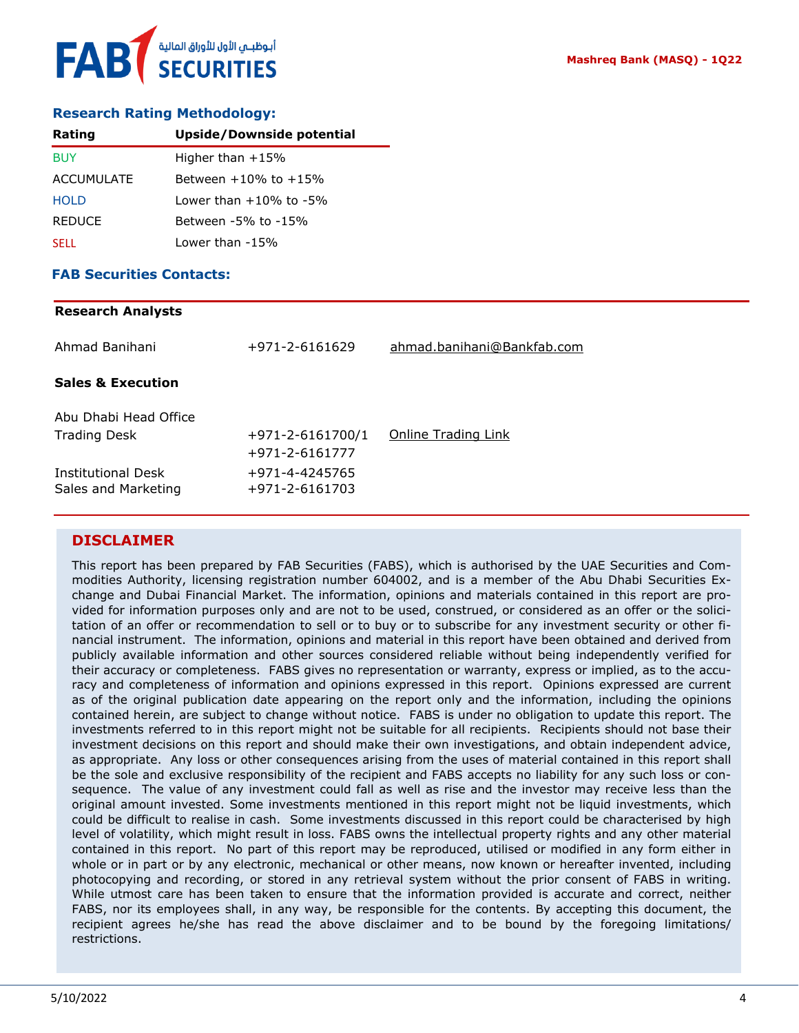## Research Rating Methodology:

| Rating | Upside/Downside potential |
|---|---|
| BUY | Higher than +15% |
| ACCUMULATE | Between +10% to +15% |
| HOLD | Lower than +10% to -5% |
| REDUCE | Between -5% to -15% |
| SELL | Lower than -15% |

## FAB Securities Contacts:

**Research Analysts**

| | | |
|---|---|---|
| Ahmad Banihani | +971-2-6161629 | ahmad.banihani@Bankfab.com |

**Sales & Execution**

| | | |
|---|---|---|
| Abu Dhabi Head Office | | |
| Trading Desk | +971-2-6161700/1<br>+971-2-6161777 | Online Trading Link |
| Institutional Desk | +971-4-4245765 | |
| Sales and Marketing | +971-2-6161703 | |

## DISCLAIMER

This report has been prepared by FAB Securities (FABS), which is authorised by the UAE Securities and Commodities Authority, licensing registration number 604002, and is a member of the Abu Dhabi Securities Exchange and Dubai Financial Market. The information, opinions and materials contained in this report are provided for information purposes only and are not to be used, construed, or considered as an offer or the solicitation of an offer or recommendation to sell or to buy or to subscribe for any investment security or other financial instrument. The information, opinions and material in this report have been obtained and derived from publicly available information and other sources considered reliable without being independently verified for their accuracy or completeness. FABS gives no representation or warranty, express or implied, as to the accuracy and completeness of information and opinions expressed in this report. Opinions expressed are current as of the original publication date appearing on the report only and the information, including the opinions contained herein, are subject to change without notice. FABS is under no obligation to update this report. The investments referred to in this report might not be suitable for all recipients. Recipients should not base their investment decisions on this report and should make their own investigations, and obtain independent advice, as appropriate. Any loss or other consequences arising from the uses of material contained in this report shall be the sole and exclusive responsibility of the recipient and FABS accepts no liability for any such loss or consequence. The value of any investment could fall as well as rise and the investor may receive less than the original amount invested. Some investments mentioned in this report might not be liquid investments, which could be difficult to realise in cash. Some investments discussed in this report could be characterised by high level of volatility, which might result in loss. FABS owns the intellectual property rights and any other material contained in this report. No part of this report may be reproduced, utilised or modified in any form either in whole or in part or by any electronic, mechanical or other means, now known or hereafter invented, including photocopying and recording, or stored in any retrieval system without the prior consent of FABS in writing. While utmost care has been taken to ensure that the information provided is accurate and correct, neither FABS, nor its employees shall, in any way, be responsible for the contents. By accepting this document, the recipient agrees he/she has read the above disclaimer and to be bound by the foregoing limitations/restrictions.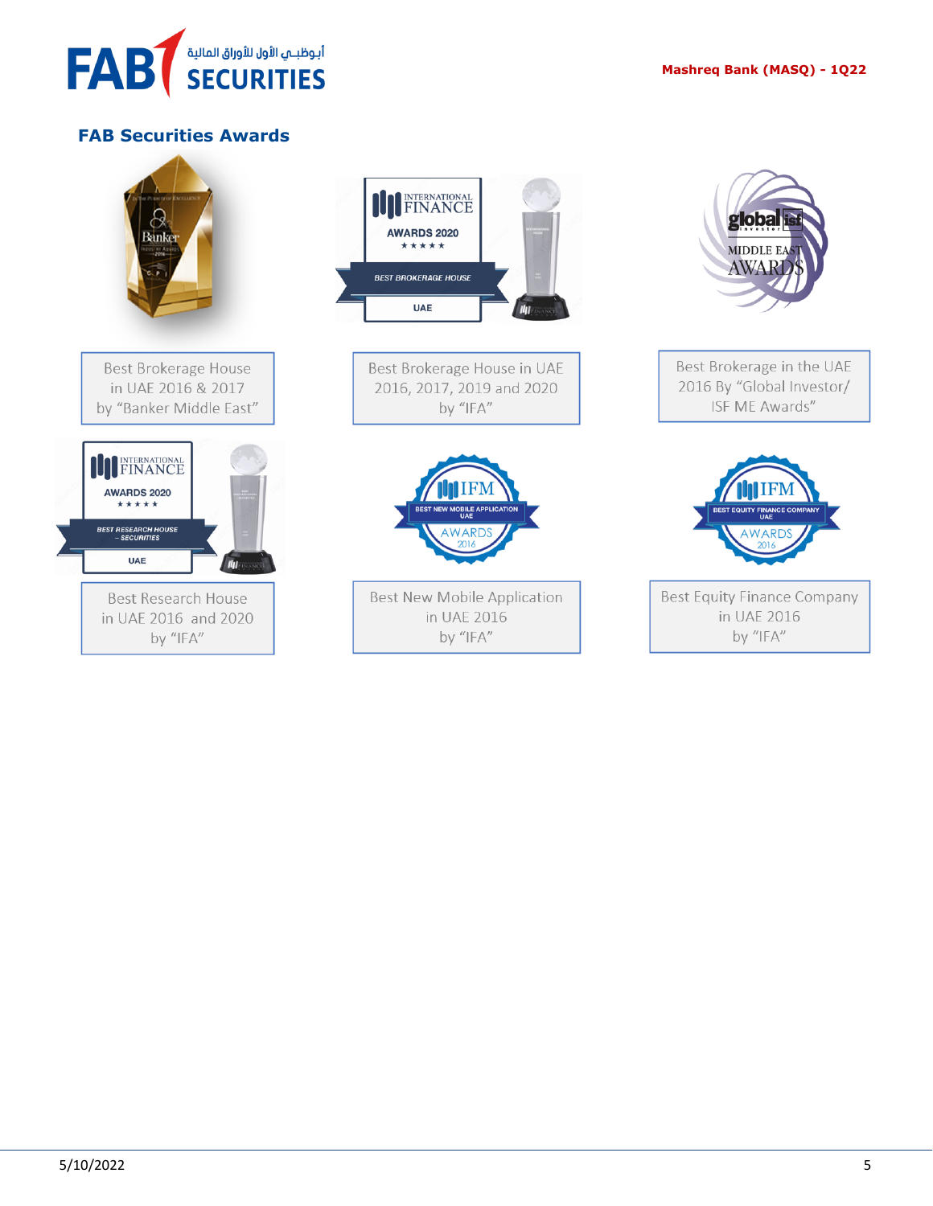## FAB Securities Awards

Best Brokerage House in UAE 2016 & 2017 by "Banker Middle East"

Best Brokerage House in UAE 2016, 2017, 2019 and 2020 by "IFA"

Best Brokerage in the UAE 2016 By "Global Investor/ ISF ME Awards"

Best Research House in UAE 2016 and 2020 by "IFA"

Best New Mobile Application in UAE 2016 by "IFA"

Best Equity Finance Company in UAE 2016 by "IFA"